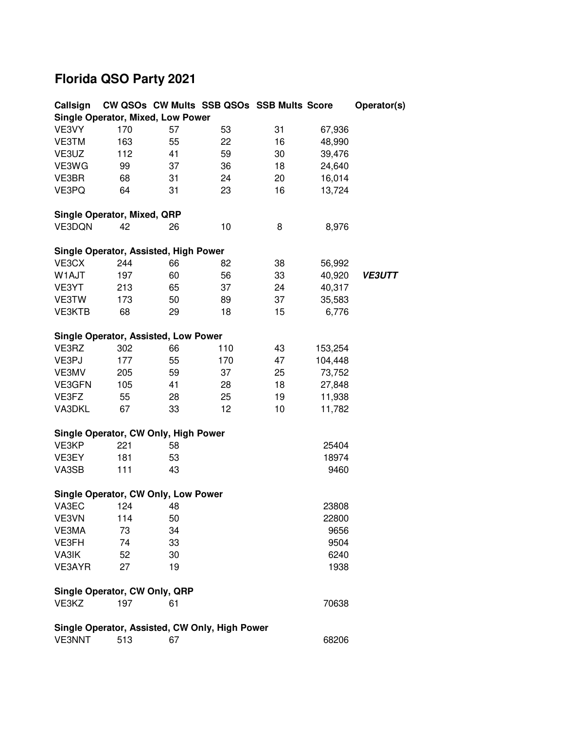# Florida QSO Party 2021

| Callsign | CW QSOs | CW Mults | SSB QSOs | SSB Mults | Score | Operator(s) |
|---|---|---|---|---|---|---|
| **Single Operator, Mixed, Low Power** | | | | | | |
| VE3VY | 170 | 57 | 53 | 31 | 67,936 | |
| VE3TM | 163 | 55 | 22 | 16 | 48,990 | |
| VE3UZ | 112 | 41 | 59 | 30 | 39,476 | |
| VE3WG | 99 | 37 | 36 | 18 | 24,640 | |
| VE3BR | 68 | 31 | 24 | 20 | 16,014 | |
| VE3PQ | 64 | 31 | 23 | 16 | 13,724 | |
| **Single Operator, Mixed, QRP** | | | | | | |
| VE3DQN | 42 | 26 | 10 | 8 | 8,976 | |
| **Single Operator, Assisted, High Power** | | | | | | |
| VE3CX | 244 | 66 | 82 | 38 | 56,992 | |
| W1AJT | 197 | 60 | 56 | 33 | 40,920 | ***VE3UTT*** |
| VE3YT | 213 | 65 | 37 | 24 | 40,317 | |
| VE3TW | 173 | 50 | 89 | 37 | 35,583 | |
| VE3KTB | 68 | 29 | 18 | 15 | 6,776 | |
| **Single Operator, Assisted, Low Power** | | | | | | |
| VE3RZ | 302 | 66 | 110 | 43 | 153,254 | |
| VE3PJ | 177 | 55 | 170 | 47 | 104,448 | |
| VE3MV | 205 | 59 | 37 | 25 | 73,752 | |
| VE3GFN | 105 | 41 | 28 | 18 | 27,848 | |
| VE3FZ | 55 | 28 | 25 | 19 | 11,938 | |
| VA3DKL | 67 | 33 | 12 | 10 | 11,782 | |
| **Single Operator, CW Only, High Power** | | | | | | |
| VE3KP | 221 | 58 | | | 25404 | |
| VE3EY | 181 | 53 | | | 18974 | |
| VA3SB | 111 | 43 | | | 9460 | |
| **Single Operator, CW Only, Low Power** | | | | | | |
| VA3EC | 124 | 48 | | | 23808 | |
| VE3VN | 114 | 50 | | | 22800 | |
| VE3MA | 73 | 34 | | | 9656 | |
| VE3FH | 74 | 33 | | | 9504 | |
| VA3IK | 52 | 30 | | | 6240 | |
| VE3AYR | 27 | 19 | | | 1938 | |
| **Single Operator, CW Only, QRP** | | | | | | |
| VE3KZ | 197 | 61 | | | 70638 | |
| **Single Operator, Assisted, CW Only, High Power** | | | | | | |
| VE3NNT | 513 | 67 | | | 68206 | |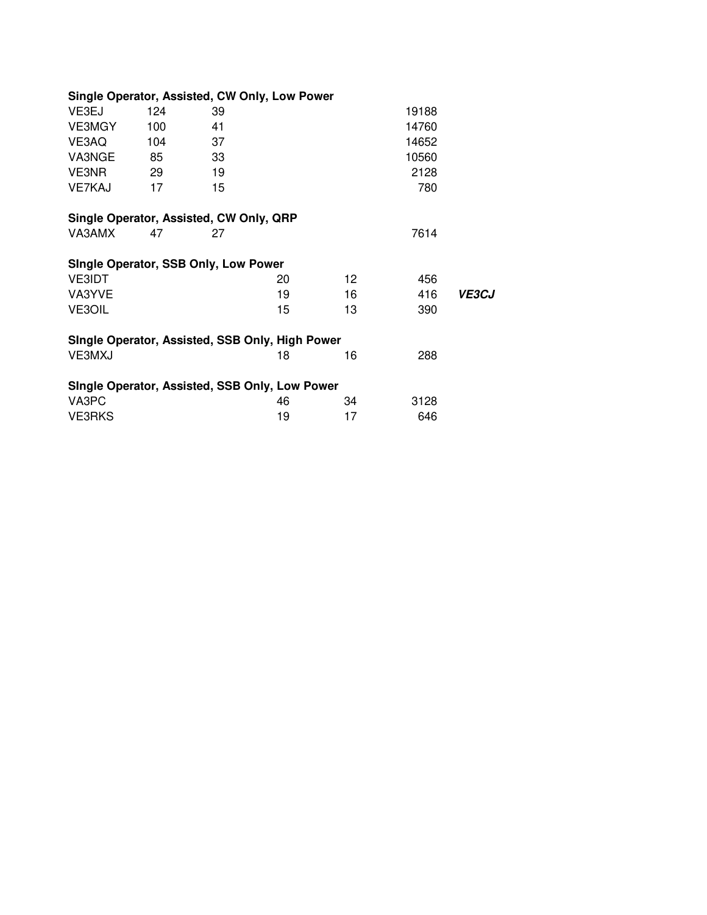**Single Operator, Assisted, CW Only, Low Power**

| | | | | | | |
|---|---|---|---|---|---|---|
| VE3EJ | 124 | 39 | | | 19188 | |
| VE3MGY | 100 | 41 | | | 14760 | |
| VE3AQ | 104 | 37 | | | 14652 | |
| VA3NGE | 85 | 33 | | | 10560 | |
| VE3NR | 29 | 19 | | | 2128 | |
| VE7KAJ | 17 | 15 | | | 780 | |

**Single Operator, Assisted, CW Only, QRP**

| | | | | | | |
|---|---|---|---|---|---|---|
| VA3AMX | 47 | 27 | | | 7614 | |

**SIngle Operator, SSB Only, Low Power**

| | | | | | | |
|---|---|---|---|---|---|---|
| VE3IDT | | | 20 | 12 | 456 | |
| VA3YVE | | | 19 | 16 | 416 | ***VE3CJ*** |
| VE3OIL | | | 15 | 13 | 390 | |

**SIngle Operator, Assisted, SSB Only, High Power**

| | | | | | | |
|---|---|---|---|---|---|---|
| VE3MXJ | | | 18 | 16 | 288 | |

**SIngle Operator, Assisted, SSB Only, Low Power**

| | | | | | | |
|---|---|---|---|---|---|---|
| VA3PC | | | 46 | 34 | 3128 | |
| VE3RKS | | | 19 | 17 | 646 | |